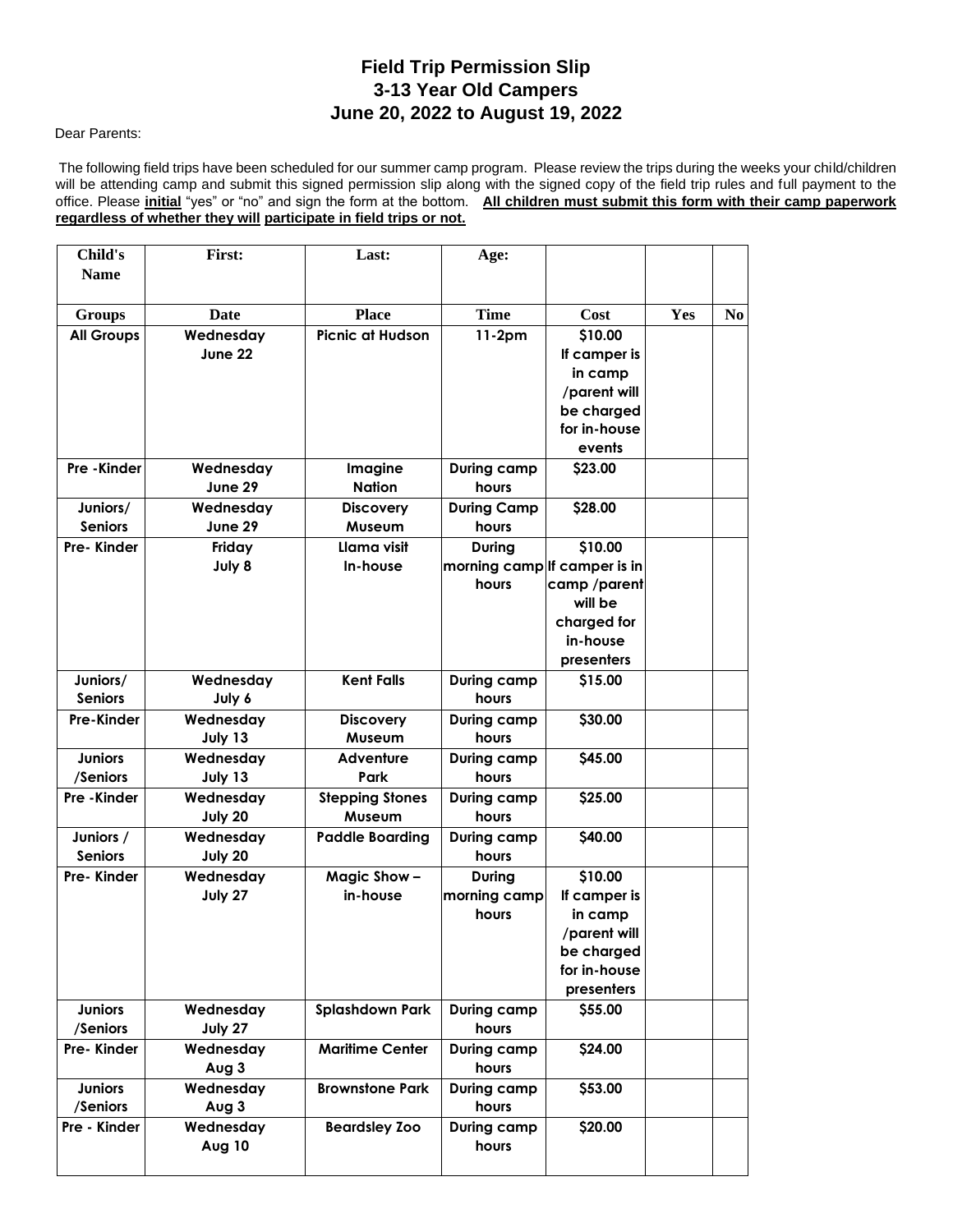# Field Trip Permission Slip
## 3-13 Year Old Campers
## June 20, 2022 to August 19, 2022

Dear Parents:

The following field trips have been scheduled for our summer camp program. Please review the trips during the weeks your child/children will be attending camp and submit this signed permission slip along with the signed copy of the field trip rules and full payment to the office. Please **initial** "yes" or "no" and sign the form at the bottom. **All children must submit this form with their camp paperwork regardless of whether they will participate in field trips or not.**

| Child's Name | First: | Last: | Age: | | | |
|---|---|---|---|---|---|---|
| **Groups** | **Date** | **Place** | **Time** | **Cost** | **Yes** | **No** |
| All Groups | Wednesday June 22 | Picnic at Hudson | 11-2pm | $10.00 If camper is in camp /parent will be charged for in-house events | | |
| Pre -Kinder | Wednesday June 29 | Imagine Nation | During camp hours | $23.00 | | |
| Juniors/ Seniors | Wednesday June 29 | Discovery Museum | During Camp hours | $28.00 | | |
| Pre- Kinder | Friday July 8 | Llama visit In-house | During morning camp hours | $10.00 If camper is in camp /parent will be charged for in-house presenters | | |
| Juniors/ Seniors | Wednesday July 6 | Kent Falls | During camp hours | $15.00 | | |
| Pre-Kinder | Wednesday July 13 | Discovery Museum | During camp hours | $30.00 | | |
| Juniors /Seniors | Wednesday July 13 | Adventure Park | During camp hours | $45.00 | | |
| Pre -Kinder | Wednesday July 20 | Stepping Stones Museum | During camp hours | $25.00 | | |
| Juniors / Seniors | Wednesday July 20 | Paddle Boarding | During camp hours | $40.00 | | |
| Pre- Kinder | Wednesday July 27 | Magic Show – in-house | During morning camp hours | $10.00 If camper is in camp /parent will be charged for in-house presenters | | |
| Juniors /Seniors | Wednesday July 27 | Splashdown Park | During camp hours | $55.00 | | |
| Pre- Kinder | Wednesday Aug 3 | Maritime Center | During camp hours | $24.00 | | |
| Juniors /Seniors | Wednesday Aug 3 | Brownstone Park | During camp hours | $53.00 | | |
| Pre - Kinder | Wednesday Aug 10 | Beardsley Zoo | During camp hours | $20.00 | | |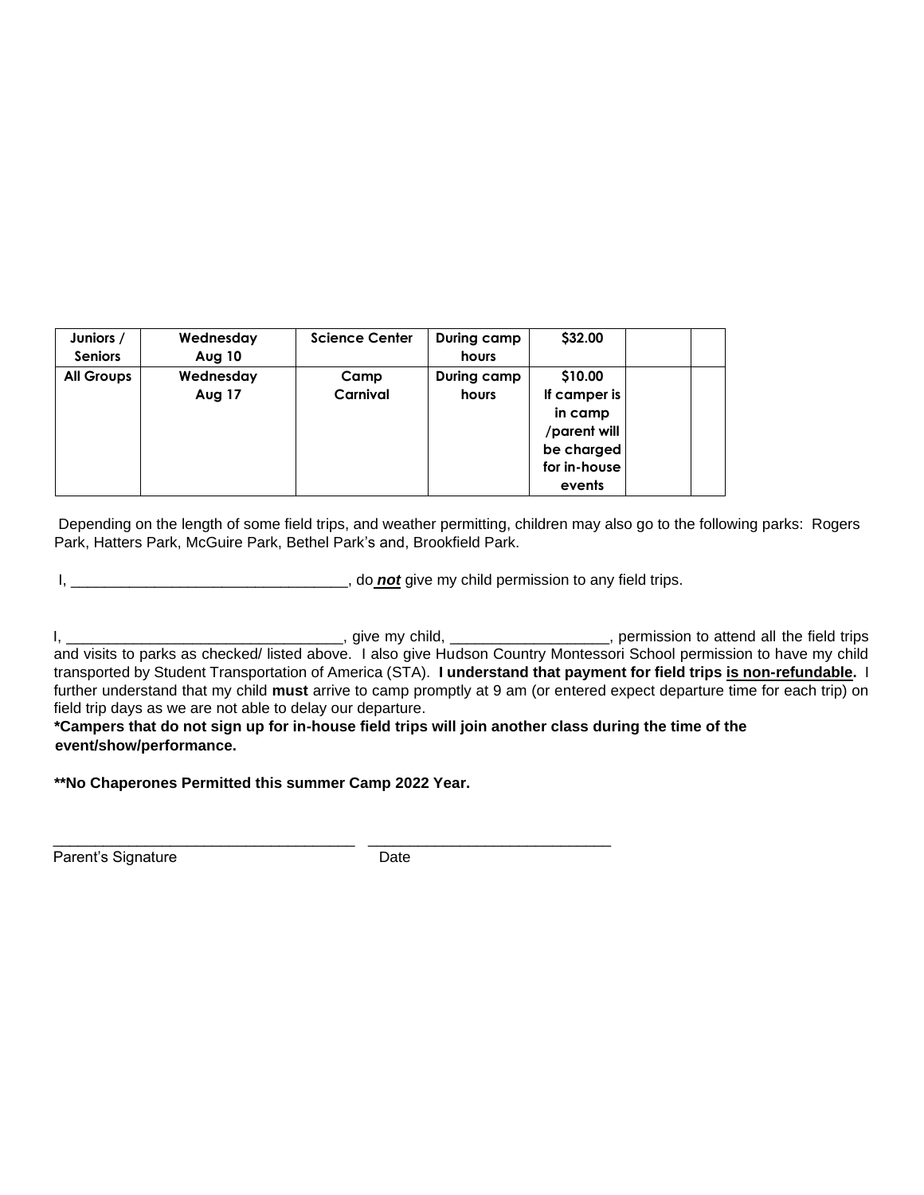| | | | | | | |
|---|---|---|---|---|---|---|
| Juniors / Seniors | Wednesday Aug 10 | Science Center | During camp hours | $32.00 | | |
| All Groups | Wednesday Aug 17 | Camp Carnival | During camp hours | $10.00 If camper is in camp /parent will be charged for in-house events | | |

Depending on the length of some field trips, and weather permitting, children may also go to the following parks: Rogers Park, Hatters Park, McGuire Park, Bethel Park's and, Brookfield Park.

I, _________________________________, do ***not*** give my child permission to any field trips.

I, _________________________________, give my child, ___________________, permission to attend all the field trips and visits to parks as checked/ listed above. I also give Hudson Country Montessori School permission to have my child transported by Student Transportation of America (STA). **I understand that payment for field trips is non-refundable.** I further understand that my child **must** arrive to camp promptly at 9 am (or entered expect departure time for each trip) on field trip days as we are not able to delay our departure.

**\*Campers that do not sign up for in-house field trips will join another class during the time of the event/show/performance.**

**\*\*No Chaperones Permitted this summer Camp 2022 Year.**

_____________________________________ _____________________________

Parent's Signature Date